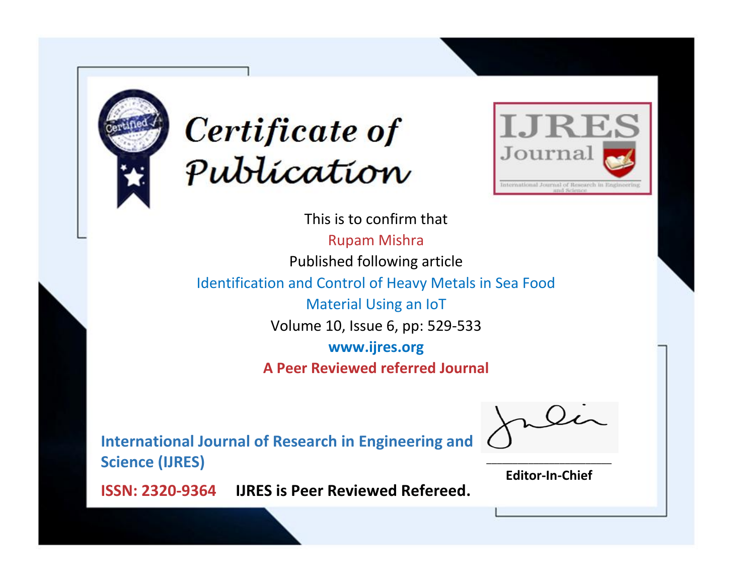# Certificate of Publication

IJRES Journal

International Journal of Research in Engineering and Science

This is to confirm that

Rupam Mishra

Published following article

Identification and Control of Heavy Metals in Sea Food Material Using an IoT

Volume 10, Issue 6, pp: 529-533

www.ijres.org

**A Peer Reviewed referred Journal**

**International Journal of Research in Engineering and Science (IJRES)**

**ISSN: 2320-9364** **IJRES is Peer Reviewed Refereed.**

**Editor-In-Chief**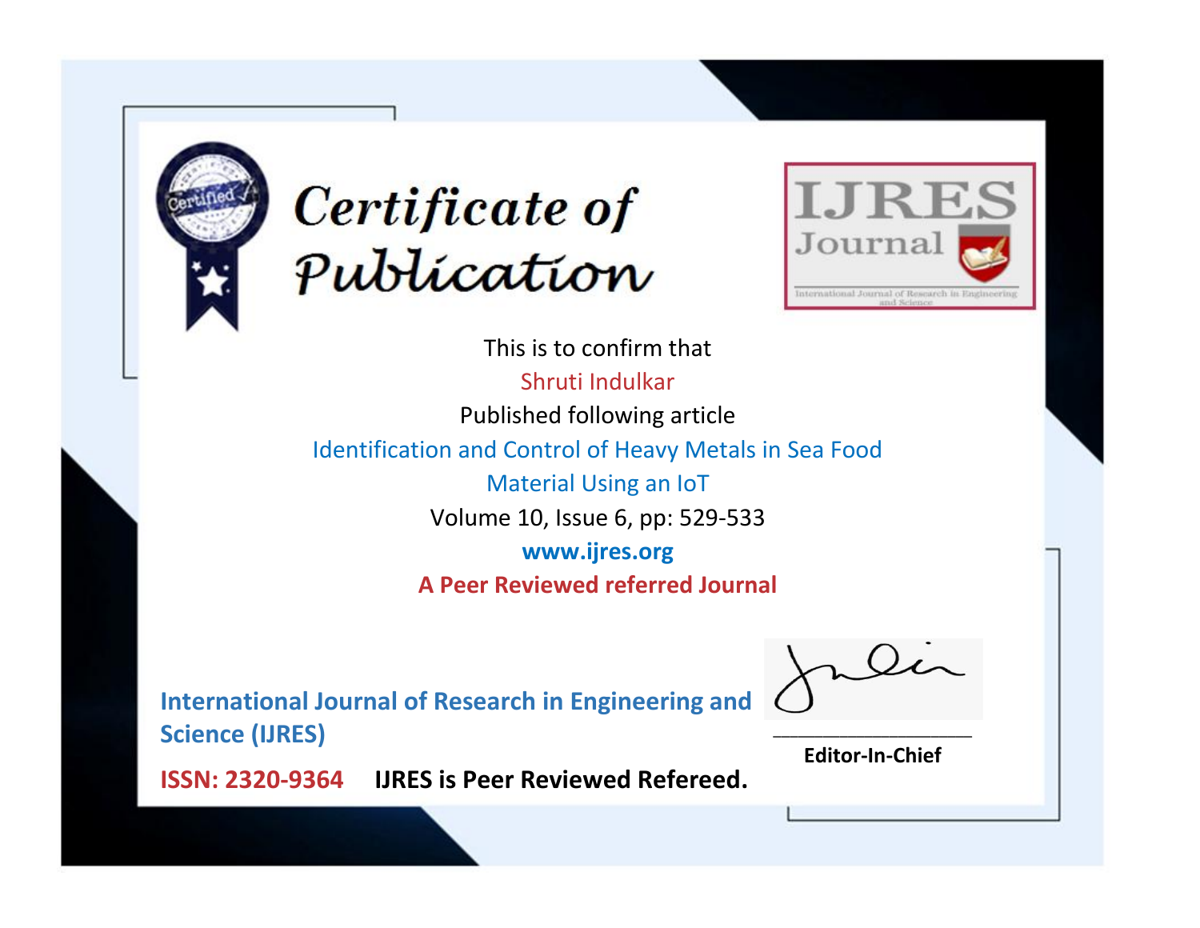# Certificate of Publication

**IJRES Journal**

International Journal of Research in Engineering and Science

This is to confirm that

Shruti Indulkar

Published following article

Identification and Control of Heavy Metals in Sea Food Material Using an IoT

Volume 10, Issue 6, pp: 529-533

**www.ijres.org**

**A Peer Reviewed referred Journal**

**International Journal of Research in Engineering and Science (IJRES)**

**ISSN: 2320-9364** **IJRES is Peer Reviewed Refereed.**

**Editor-In-Chief**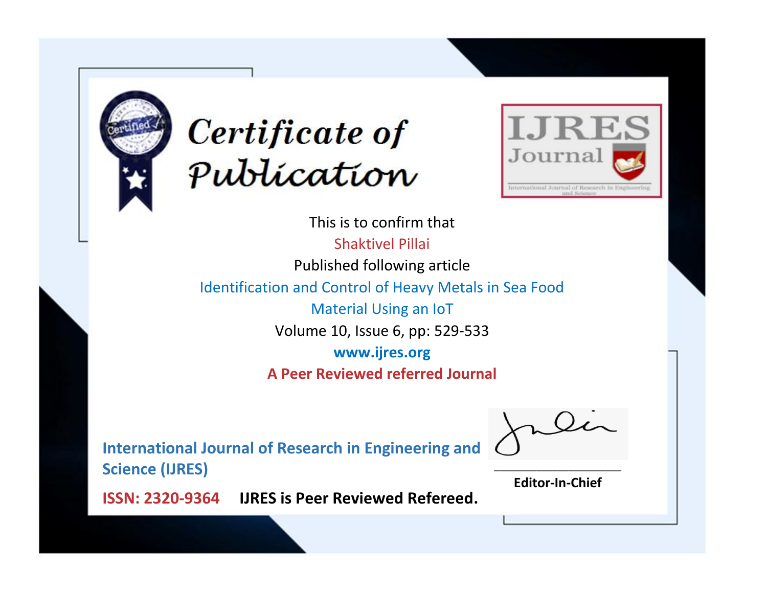# Certificate of Publication

IJRES Journal

International Journal of Research in Engineering and Science

This is to confirm that

Shaktivel Pillai

Published following article

Identification and Control of Heavy Metals in Sea Food Material Using an IoT

Volume 10, Issue 6, pp: 529-533

**www.ijres.org**

**A Peer Reviewed referred Journal**

**International Journal of Research in Engineering and Science (IJRES)**

**ISSN: 2320-9364** **IJRES is Peer Reviewed Refereed.**

**Editor-In-Chief**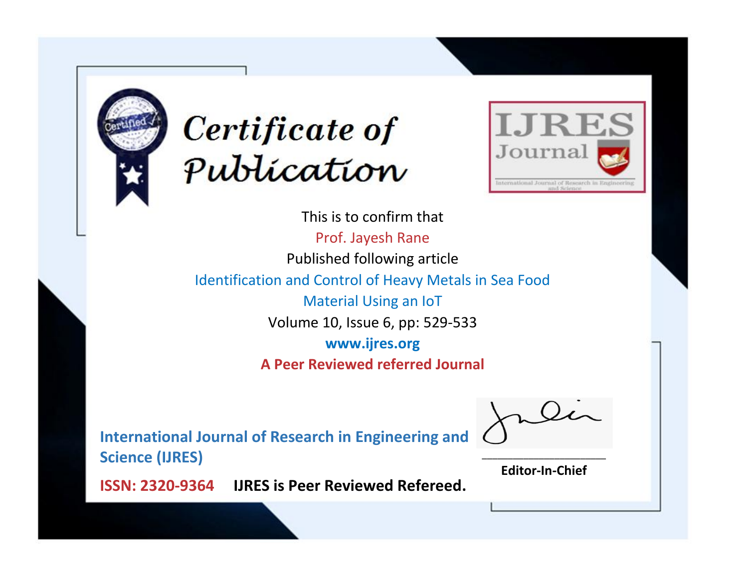# Certificate of Publication

IJRES Journal

International Journal of Research in Engineering and Science

This is to confirm that

Prof. Jayesh Rane

Published following article

Identification and Control of Heavy Metals in Sea Food Material Using an IoT

Volume 10, Issue 6, pp: 529-533

**www.ijres.org**

**A Peer Reviewed referred Journal**

**International Journal of Research in Engineering and Science (IJRES)**

**ISSN: 2320-9364** **IJRES is Peer Reviewed Refereed.**

**Editor-In-Chief**